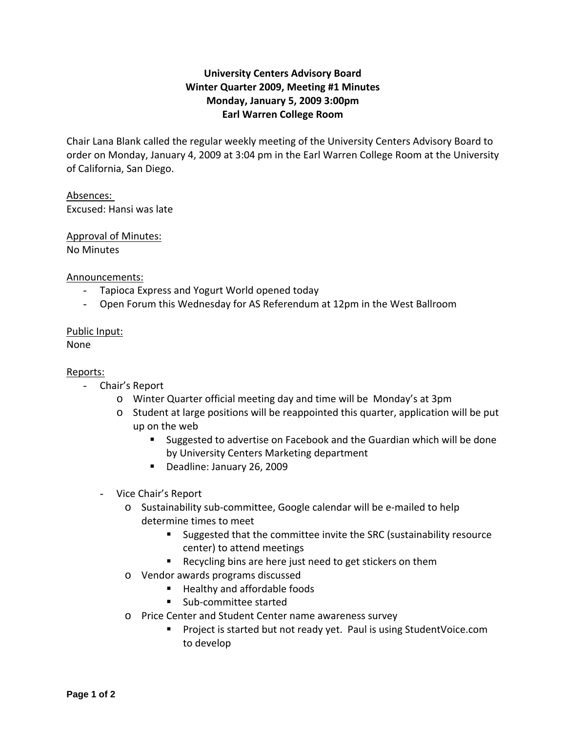# University Centers Advisory Board
## Winter Quarter 2009, Meeting #1 Minutes
## Monday, January 5, 2009 3:00pm
## Earl Warren College Room

Chair Lana Blank called the regular weekly meeting of the University Centers Advisory Board to order on Monday, January 4, 2009 at 3:04 pm in the Earl Warren College Room at the University of California, San Diego.

Absences:
Excused: Hansi was late

Approval of Minutes:
No Minutes

Announcements:

- Tapioca Express and Yogurt World opened today
- Open Forum this Wednesday for AS Referendum at 12pm in the West Ballroom

Public Input:
None

Reports:

- Chair's Report
  - Winter Quarter official meeting day and time will be Monday's at 3pm
  - Student at large positions will be reappointed this quarter, application will be put up on the web
    - Suggested to advertise on Facebook and the Guardian which will be done by University Centers Marketing department
    - Deadline: January 26, 2009
- Vice Chair's Report
  - Sustainability sub-committee, Google calendar will be e-mailed to help determine times to meet
    - Suggested that the committee invite the SRC (sustainability resource center) to attend meetings
    - Recycling bins are here just need to get stickers on them
  - Vendor awards programs discussed
    - Healthy and affordable foods
    - Sub-committee started
  - Price Center and Student Center name awareness survey
    - Project is started but not ready yet. Paul is using StudentVoice.com to develop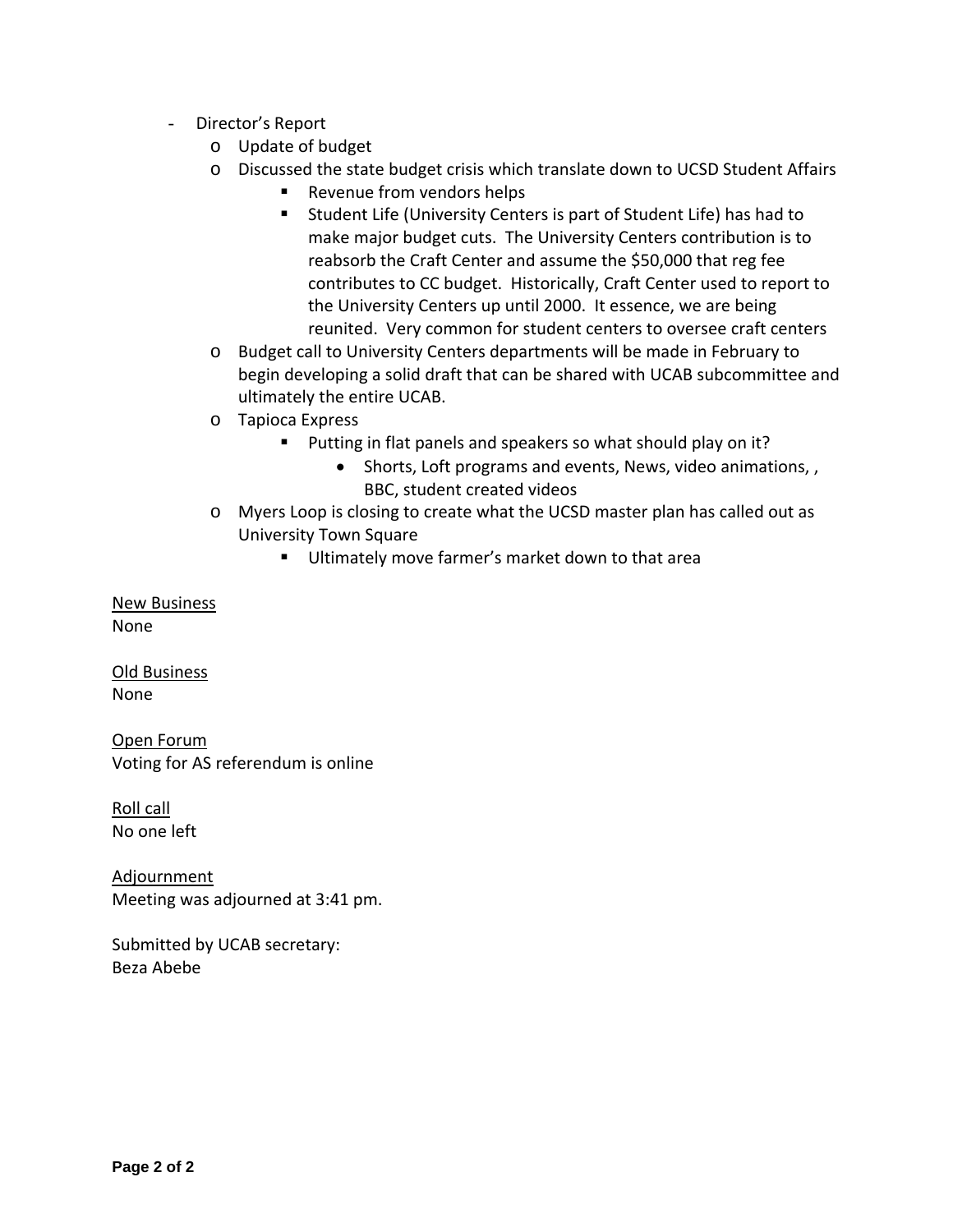- Director's Report
  - Update of budget
  - Discussed the state budget crisis which translate down to UCSD Student Affairs
    - Revenue from vendors helps
    - Student Life (University Centers is part of Student Life) has had to make major budget cuts. The University Centers contribution is to reabsorb the Craft Center and assume the $50,000 that reg fee contributes to CC budget. Historically, Craft Center used to report to the University Centers up until 2000. It essence, we are being reunited. Very common for student centers to oversee craft centers
  - Budget call to University Centers departments will be made in February to begin developing a solid draft that can be shared with UCAB subcommittee and ultimately the entire UCAB.
  - Tapioca Express
    - Putting in flat panels and speakers so what should play on it?
      - Shorts, Loft programs and events, News, video animations, , BBC, student created videos
  - Myers Loop is closing to create what the UCSD master plan has called out as University Town Square
    - Ultimately move farmer's market down to that area

<u>New Business</u>
None

<u>Old Business</u>
None

<u>Open Forum</u>
Voting for AS referendum is online

<u>Roll call</u>
No one left

<u>Adjournment</u>
Meeting was adjourned at 3:41 pm.

Submitted by UCAB secretary:
Beza Abebe